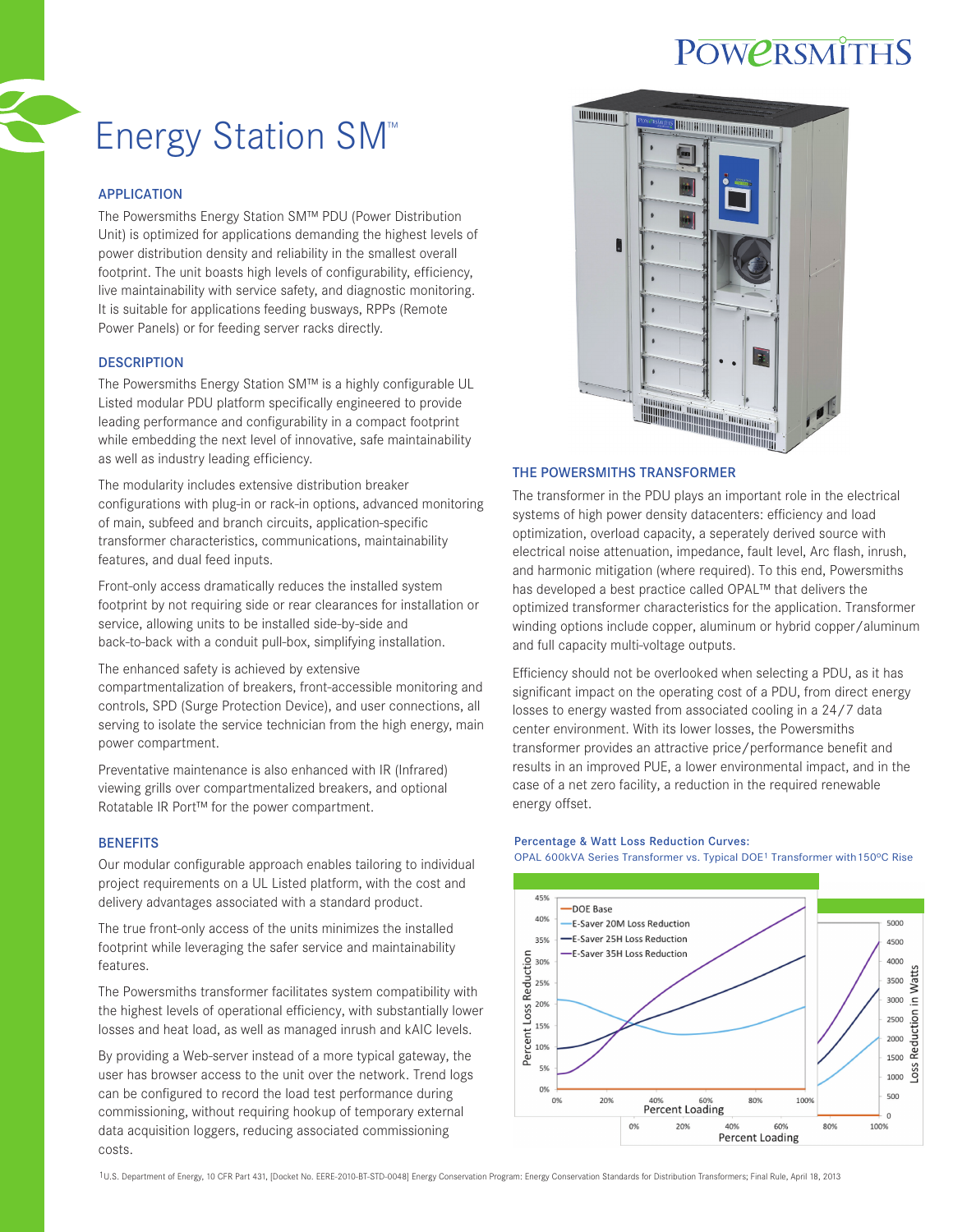POWERSMITHS

# Energy Station SM™

### APPLICATION

The Powersmiths Energy Station SM™ PDU (Power Distribution Unit) is optimized for applications demanding the highest levels of power distribution density and reliability in the smallest overall footprint. The unit boasts high levels of configurability, efficiency, live maintainability with service safety, and diagnostic monitoring. It is suitable for applications feeding busways, RPPs (Remote Power Panels) or for feeding server racks directly.

### DESCRIPTION

The Powersmiths Energy Station SM™ is a highly configurable UL Listed modular PDU platform specifically engineered to provide leading performance and configurability in a compact footprint while embedding the next level of innovative, safe maintainability as well as industry leading efficiency.

The modularity includes extensive distribution breaker configurations with plug-in or rack-in options, advanced monitoring of main, subfeed and branch circuits, application-specific transformer characteristics, communications, maintainability features, and dual feed inputs.

Front-only access dramatically reduces the installed system footprint by not requiring side or rear clearances for installation or service, allowing units to be installed side-by-side and back-to-back with a conduit pull-box, simplifying installation.

The enhanced safety is achieved by extensive compartmentalization of breakers, front-accessible monitoring and controls, SPD (Surge Protection Device), and user connections, all serving to isolate the service technician from the high energy, main power compartment.

Preventative maintenance is also enhanced with IR (Infrared) viewing grills over compartmentalized breakers, and optional Rotatable IR Port™ for the power compartment.

### BENEFITS

Our modular configurable approach enables tailoring to individual project requirements on a UL Listed platform, with the cost and delivery advantages associated with a standard product.

The true front-only access of the units minimizes the installed footprint while leveraging the safer service and maintainability features.

The Powersmiths transformer facilitates system compatibility with the highest levels of operational efficiency, with substantially lower losses and heat load, as well as managed inrush and kAIC levels.

By providing a Web-server instead of a more typical gateway, the user has browser access to the unit over the network. Trend logs can be configured to record the load test performance during commissioning, without requiring hookup of temporary external data acquisition loggers, reducing associated commissioning costs.

### THE POWERSMITHS TRANSFORMER

The transformer in the PDU plays an important role in the electrical systems of high power density datacenters: efficiency and load optimization, overload capacity, a seperately derived source with electrical noise attenuation, impedance, fault level, Arc flash, inrush, and harmonic mitigation (where required). To this end, Powersmiths has developed a best practice called OPAL™ that delivers the optimized transformer characteristics for the application. Transformer winding options include copper, aluminum or hybrid copper/aluminum and full capacity multi-voltage outputs.

Efficiency should not be overlooked when selecting a PDU, as it has significant impact on the operating cost of a PDU, from direct energy losses to energy wasted from associated cooling in a 24/7 data center environment. With its lower losses, the Powersmiths transformer provides an attractive price/performance benefit and results in an improved PUE, a lower environmental impact, and in the case of a net zero facility, a reduction in the required renewable energy offset.

**Percentage & Watt Loss Reduction Curves:**
OPAL 600kVA Series Transformer vs. Typical DOE[1] Transformer with 150°C Rise

[1] U.S. Department of Energy, 10 CFR Part 431, [Docket No. EERE-2010-BT-STD-0048] Energy Conservation Program: Energy Conservation Standards for Distribution Transformers; Final Rule, April 18, 2013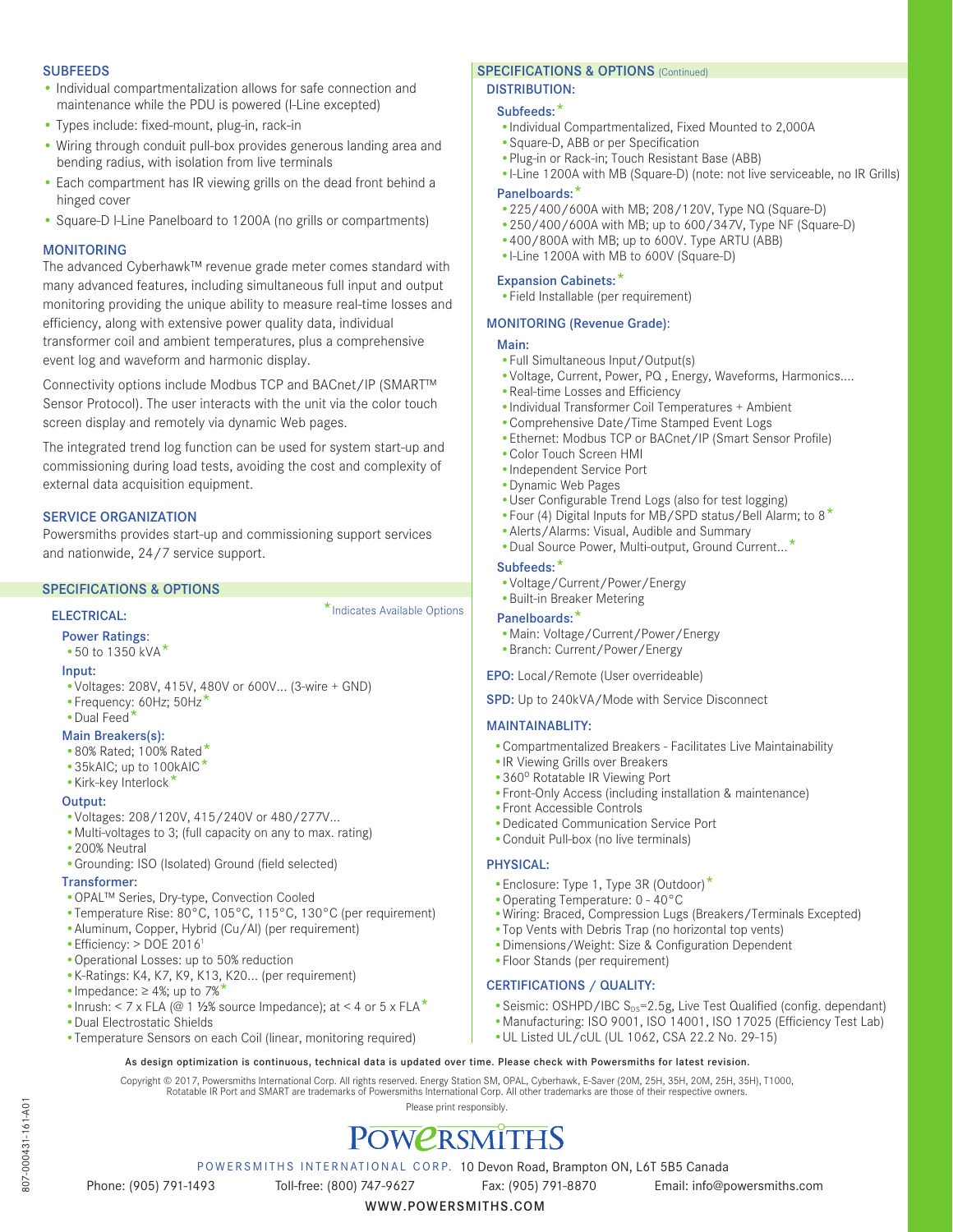## SUBFEEDS

- Individual compartmentalization allows for safe connection and maintenance while the PDU is powered (I-Line excepted)
- Types include: fixed-mount, plug-in, rack-in
- Wiring through conduit pull-box provides generous landing area and bending radius, with isolation from live terminals
- Each compartment has IR viewing grills on the dead front behind a hinged cover
- Square-D I-Line Panelboard to 1200A (no grills or compartments)

## MONITORING

The advanced Cyberhawk™ revenue grade meter comes standard with many advanced features, including simultaneous full input and output monitoring providing the unique ability to measure real-time losses and efficiency, along with extensive power quality data, individual transformer coil and ambient temperatures, plus a comprehensive event log and waveform and harmonic display.

Connectivity options include Modbus TCP and BACnet/IP (SMART™ Sensor Protocol). The user interacts with the unit via the color touch screen display and remotely via dynamic Web pages.

The integrated trend log function can be used for system start-up and commissioning during load tests, avoiding the cost and complexity of external data acquisition equipment.

## SERVICE ORGANIZATION

Powersmiths provides start-up and commissioning support services and nationwide, 24/7 service support.

## SPECIFICATIONS & OPTIONS

*Indicates Available Options

### ELECTRICAL:

**Power Ratings:**
- 50 to 1350 kVA*

**Input:**
- Voltages: 208V, 415V, 480V or 600V... (3-wire + GND)
- Frequency: 60Hz; 50Hz*
- Dual Feed*

**Main Breakers(s):**
- 80% Rated; 100% Rated*
- 35kAIC; up to 100kAIC*
- Kirk-key Interlock*

**Output:**
- Voltages: 208/120V, 415/240V or 480/277V...
- Multi-voltages to 3; (full capacity on any to max. rating)
- 200% Neutral
- Grounding: ISO (Isolated) Ground (field selected)

**Transformer:**
- OPAL™ Series, Dry-type, Convection Cooled
- Temperature Rise: 80°C, 105°C, 115°C, 130°C (per requirement)
- Aluminum, Copper, Hybrid (Cu/Al) (per requirement)
- Efficiency: > DOE 2016[1]
- Operational Losses: up to 50% reduction
- K-Ratings: K4, K7, K9, K13, K20... (per requirement)
- Impedance: ≥ 4%; up to 7%*
- Inrush: < 7 x FLA (@ 1 ½% source Impedance); at < 4 or 5 x FLA*
- Dual Electrostatic Shields
- Temperature Sensors on each Coil (linear, monitoring required)

## SPECIFICATIONS & OPTIONS (Continued)

### DISTRIBUTION:

**Subfeeds:***
- Individual Compartmentalized, Fixed Mounted to 2,000A
- Square-D, ABB or per Specification
- Plug-in or Rack-in; Touch Resistant Base (ABB)
- I-Line 1200A with MB (Square-D) (note: not live serviceable, no IR Grills)

**Panelboards:***
- 225/400/600A with MB; 208/120V, Type NQ (Square-D)
- 250/400/600A with MB; up to 600/347V, Type NF (Square-D)
- 400/800A with MB; up to 600V. Type ARTU (ABB)
- I-Line 1200A with MB to 600V (Square-D)

**Expansion Cabinets:***
- Field Installable (per requirement)

### MONITORING (Revenue Grade):

**Main:**
- Full Simultaneous Input/Output(s)
- Voltage, Current, Power, PQ , Energy, Waveforms, Harmonics....
- Real-time Losses and Efficiency
- Individual Transformer Coil Temperatures + Ambient
- Comprehensive Date/Time Stamped Event Logs
- Ethernet: Modbus TCP or BACnet/IP (Smart Sensor Profile)
- Color Touch Screen HMI
- Independent Service Port
- Dynamic Web Pages
- User Configurable Trend Logs (also for test logging)
- Four (4) Digital Inputs for MB/SPD status/Bell Alarm; to 8*
- Alerts/Alarms: Visual, Audible and Summary
- Dual Source Power, Multi-output, Ground Current...*

**Subfeeds:***
- Voltage/Current/Power/Energy
- Built-in Breaker Metering

**Panelboards:***
- Main: Voltage/Current/Power/Energy
- Branch: Current/Power/Energy

**EPO:** Local/Remote (User overrideable)

**SPD:** Up to 240kVA/Mode with Service Disconnect

### MAINTAINABLITY:

- Compartmentalized Breakers - Facilitates Live Maintainability
- IR Viewing Grills over Breakers
- 360° Rotatable IR Viewing Port
- Front-Only Access (including installation & maintenance)
- Front Accessible Controls
- Dedicated Communication Service Port
- Conduit Pull-box (no live terminals)

### PHYSICAL:

- Enclosure: Type 1, Type 3R (Outdoor)*
- Operating Temperature: 0 - 40°C
- Wiring: Braced, Compression Lugs (Breakers/Terminals Excepted)
- Top Vents with Debris Trap (no horizontal top vents)
- Dimensions/Weight: Size & Configuration Dependent
- Floor Stands (per requirement)

### CERTIFICATIONS / QUALITY:

- Seismic: OSHPD/IBC $S_{DS}$=2.5g, Live Test Qualified (config. dependant)
- Manufacturing: ISO 9001, ISO 14001, ISO 17025 (Efficiency Test Lab)
- UL Listed UL/cUL (UL 1062, CSA 22.2 No. 29-15)

**As design optimization is continuous, technical data is updated over time. Please check with Powersmiths for latest revision.**

Copyright © 2017, Powersmiths International Corp. All rights reserved. Energy Station SM, OPAL, Cyberhawk, E-Saver (20M, 25H, 35H, 20M, 25H, 35H), T1000, Rotatable IR Port and SMART are trademarks of Powersmiths International Corp. All other trademarks are those of their respective owners.

Please print responsibly.

POWERSMITHS

POWERSMITHS INTERNATIONAL CORP. 10 Devon Road, Brampton ON, L6T 5B5 Canada

Phone: (905) 791-1493 Toll-free: (800) 747-9627 Fax: (905) 791-8870 Email: info@powersmiths.com

WWW.POWERSMITHS.COM

807-000431-161-A01